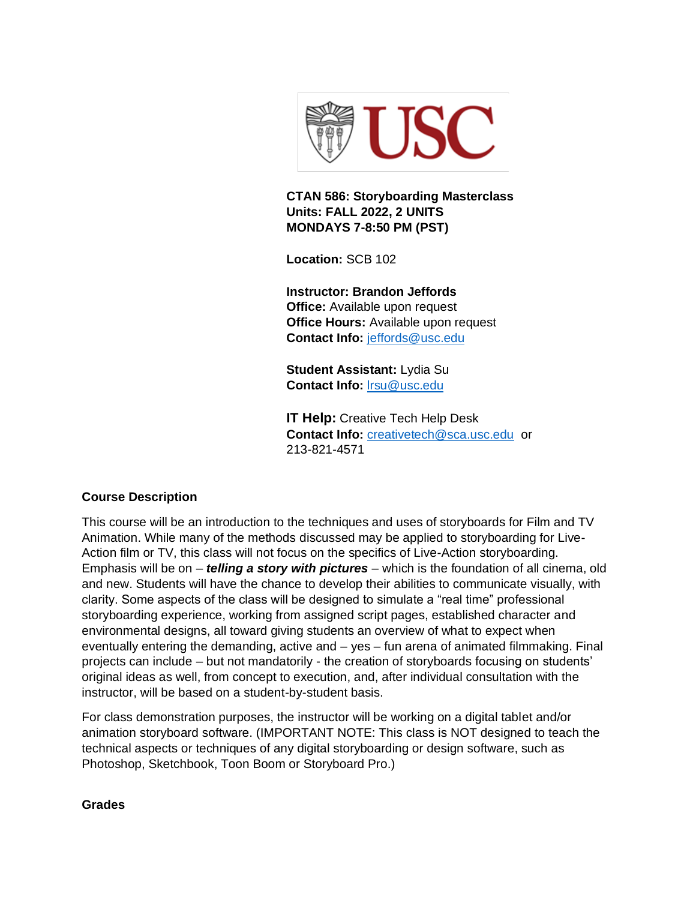**CTAN 586: Storyboarding Masterclass**
**Units: FALL 2022, 2 UNITS**
**MONDAYS 7-8:50 PM (PST)**

**Location:** SCB 102

**Instructor: Brandon Jeffords**
**Office:** Available upon request
**Office Hours:** Available upon request
**Contact Info:** jeffords@usc.edu

**Student Assistant:** Lydia Su
**Contact Info:** lrsu@usc.edu

**IT Help:** Creative Tech Help Desk
**Contact Info:** creativetech@sca.usc.edu or 213-821-4571

## Course Description

This course will be an introduction to the techniques and uses of storyboards for Film and TV Animation. While many of the methods discussed may be applied to storyboarding for Live-Action film or TV, this class will not focus on the specifics of Live-Action storyboarding. Emphasis will be on – ***telling a story with pictures*** – which is the foundation of all cinema, old and new. Students will have the chance to develop their abilities to communicate visually, with clarity. Some aspects of the class will be designed to simulate a "real time" professional storyboarding experience, working from assigned script pages, established character and environmental designs, all toward giving students an overview of what to expect when eventually entering the demanding, active and – yes – fun arena of animated filmmaking. Final projects can include – but not mandatorily - the creation of storyboards focusing on students' original ideas as well, from concept to execution, and, after individual consultation with the instructor, will be based on a student-by-student basis.

For class demonstration purposes, the instructor will be working on a digital tablet and/or animation storyboard software. (IMPORTANT NOTE: This class is NOT designed to teach the technical aspects or techniques of any digital storyboarding or design software, such as Photoshop, Sketchbook, Toon Boom or Storyboard Pro.)

## Grades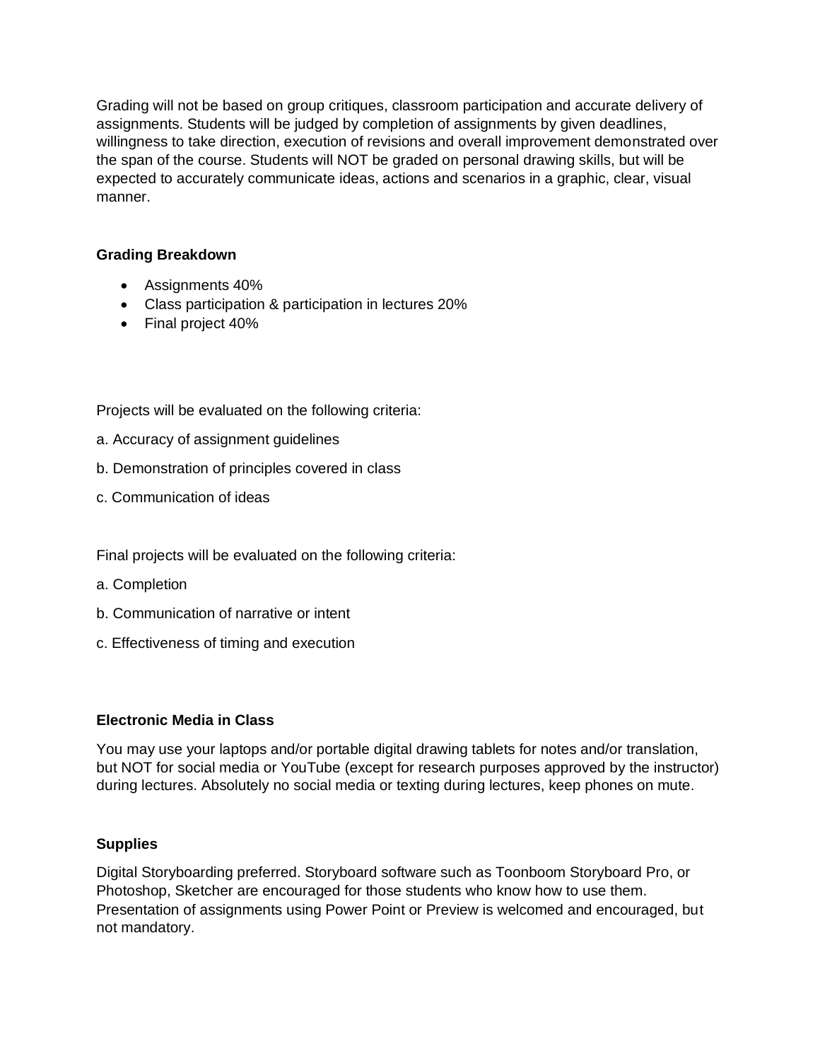Grading will not be based on group critiques, classroom participation and accurate delivery of assignments. Students will be judged by completion of assignments by given deadlines, willingness to take direction, execution of revisions and overall improvement demonstrated over the span of the course. Students will NOT be graded on personal drawing skills, but will be expected to accurately communicate ideas, actions and scenarios in a graphic, clear, visual manner.

**Grading Breakdown**

- Assignments 40%
- Class participation & participation in lectures 20%
- Final project 40%

Projects will be evaluated on the following criteria:

a. Accuracy of assignment guidelines

b. Demonstration of principles covered in class

c. Communication of ideas

Final projects will be evaluated on the following criteria:

a. Completion

b. Communication of narrative or intent

c. Effectiveness of timing and execution

**Electronic Media in Class**

You may use your laptops and/or portable digital drawing tablets for notes and/or translation, but NOT for social media or YouTube (except for research purposes approved by the instructor) during lectures. Absolutely no social media or texting during lectures, keep phones on mute.

**Supplies**

Digital Storyboarding preferred. Storyboard software such as Toonboom Storyboard Pro, or Photoshop, Sketcher are encouraged for those students who know how to use them. Presentation of assignments using Power Point or Preview is welcomed and encouraged, but not mandatory.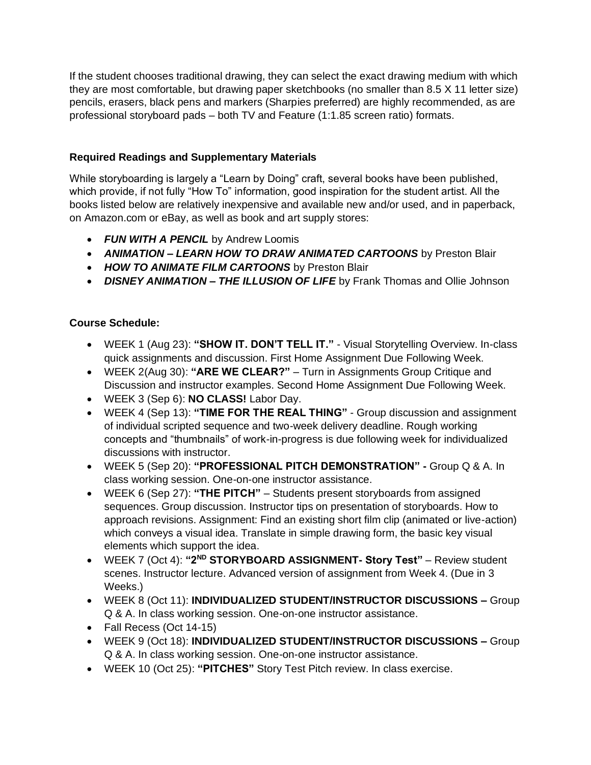If the student chooses traditional drawing, they can select the exact drawing medium with which they are most comfortable, but drawing paper sketchbooks (no smaller than 8.5 X 11 letter size) pencils, erasers, black pens and markers (Sharpies preferred) are highly recommended, as are professional storyboard pads – both TV and Feature (1:1.85 screen ratio) formats.

**Required Readings and Supplementary Materials**

While storyboarding is largely a "Learn by Doing" craft, several books have been published, which provide, if not fully "How To" information, good inspiration for the student artist. All the books listed below are relatively inexpensive and available new and/or used, and in paperback, on Amazon.com or eBay, as well as book and art supply stores:

- ***FUN WITH A PENCIL*** by Andrew Loomis
- ***ANIMATION – LEARN HOW TO DRAW ANIMATED CARTOONS*** by Preston Blair
- ***HOW TO ANIMATE FILM CARTOONS*** by Preston Blair
- ***DISNEY ANIMATION – THE ILLUSION OF LIFE*** by Frank Thomas and Ollie Johnson

**Course Schedule:**

- WEEK 1 (Aug 23): **"SHOW IT. DON'T TELL IT."** - Visual Storytelling Overview. In-class quick assignments and discussion. First Home Assignment Due Following Week.
- WEEK 2(Aug 30): **"ARE WE CLEAR?"** – Turn in Assignments Group Critique and Discussion and instructor examples. Second Home Assignment Due Following Week.
- WEEK 3 (Sep 6): **NO CLASS!** Labor Day.
- WEEK 4 (Sep 13): **"TIME FOR THE REAL THING"** - Group discussion and assignment of individual scripted sequence and two-week delivery deadline. Rough working concepts and "thumbnails" of work-in-progress is due following week for individualized discussions with instructor.
- WEEK 5 (Sep 20): **"PROFESSIONAL PITCH DEMONSTRATION" -** Group Q & A. In class working session. One-on-one instructor assistance.
- WEEK 6 (Sep 27): **"THE PITCH"** – Students present storyboards from assigned sequences. Group discussion. Instructor tips on presentation of storyboards. How to approach revisions. Assignment: Find an existing short film clip (animated or live-action) which conveys a visual idea. Translate in simple drawing form, the basic key visual elements which support the idea.
- WEEK 7 (Oct 4): **"2ND STORYBOARD ASSIGNMENT- Story Test"** – Review student scenes. Instructor lecture. Advanced version of assignment from Week 4. (Due in 3 Weeks.)
- WEEK 8 (Oct 11): **INDIVIDUALIZED STUDENT/INSTRUCTOR DISCUSSIONS –** Group Q & A. In class working session. One-on-one instructor assistance.
- Fall Recess (Oct 14-15)
- WEEK 9 (Oct 18): **INDIVIDUALIZED STUDENT/INSTRUCTOR DISCUSSIONS –** Group Q & A. In class working session. One-on-one instructor assistance.
- WEEK 10 (Oct 25): **"PITCHES"** Story Test Pitch review. In class exercise.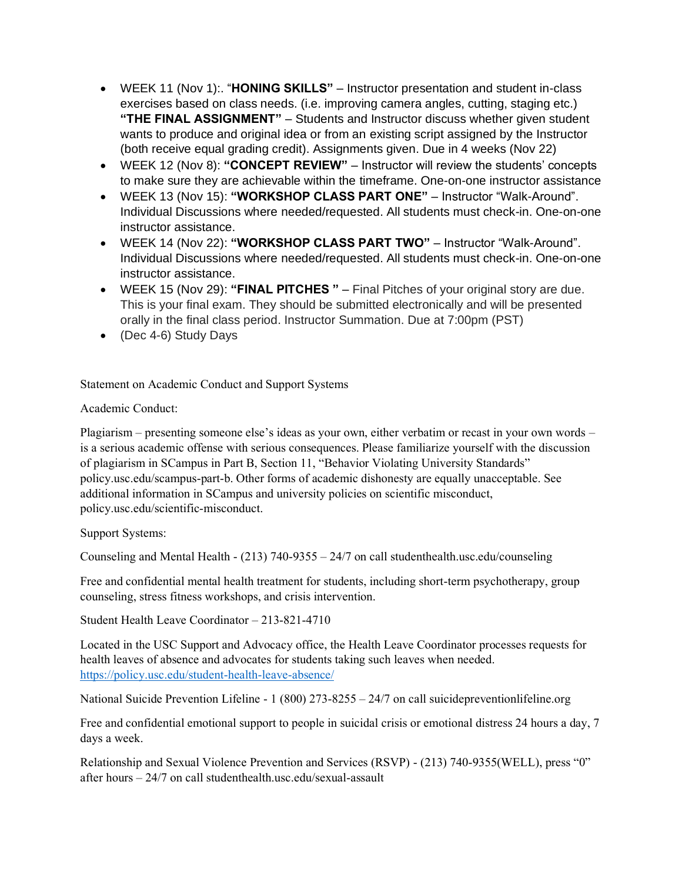- WEEK 11 (Nov 1):. "**HONING SKILLS"** – Instructor presentation and student in-class exercises based on class needs. (i.e. improving camera angles, cutting, staging etc.) **"THE FINAL ASSIGNMENT"** – Students and Instructor discuss whether given student wants to produce and original idea or from an existing script assigned by the Instructor (both receive equal grading credit). Assignments given. Due in 4 weeks (Nov 22)
- WEEK 12 (Nov 8): **"CONCEPT REVIEW"** – Instructor will review the students' concepts to make sure they are achievable within the timeframe. One-on-one instructor assistance
- WEEK 13 (Nov 15): **"WORKSHOP CLASS PART ONE"** – Instructor "Walk-Around". Individual Discussions where needed/requested. All students must check-in. One-on-one instructor assistance.
- WEEK 14 (Nov 22): **"WORKSHOP CLASS PART TWO"** – Instructor "Walk-Around". Individual Discussions where needed/requested. All students must check-in. One-on-one instructor assistance.
- WEEK 15 (Nov 29): **"FINAL PITCHES "** – Final Pitches of your original story are due. This is your final exam. They should be submitted electronically and will be presented orally in the final class period. Instructor Summation. Due at 7:00pm (PST)
- (Dec 4-6) Study Days

Statement on Academic Conduct and Support Systems

Academic Conduct:

Plagiarism – presenting someone else's ideas as your own, either verbatim or recast in your own words – is a serious academic offense with serious consequences. Please familiarize yourself with the discussion of plagiarism in SCampus in Part B, Section 11, "Behavior Violating University Standards" policy.usc.edu/scampus-part-b. Other forms of academic dishonesty are equally unacceptable. See additional information in SCampus and university policies on scientific misconduct, policy.usc.edu/scientific-misconduct.

Support Systems:

Counseling and Mental Health - (213) 740-9355 – 24/7 on call studenthealth.usc.edu/counseling

Free and confidential mental health treatment for students, including short-term psychotherapy, group counseling, stress fitness workshops, and crisis intervention.

Student Health Leave Coordinator – 213-821-4710

Located in the USC Support and Advocacy office, the Health Leave Coordinator processes requests for health leaves of absence and advocates for students taking such leaves when needed. https://policy.usc.edu/student-health-leave-absence/

National Suicide Prevention Lifeline - 1 (800) 273-8255 – 24/7 on call suicidepreventionlifeline.org

Free and confidential emotional support to people in suicidal crisis or emotional distress 24 hours a day, 7 days a week.

Relationship and Sexual Violence Prevention and Services (RSVP) - (213) 740-9355(WELL), press "0" after hours – 24/7 on call studenthealth.usc.edu/sexual-assault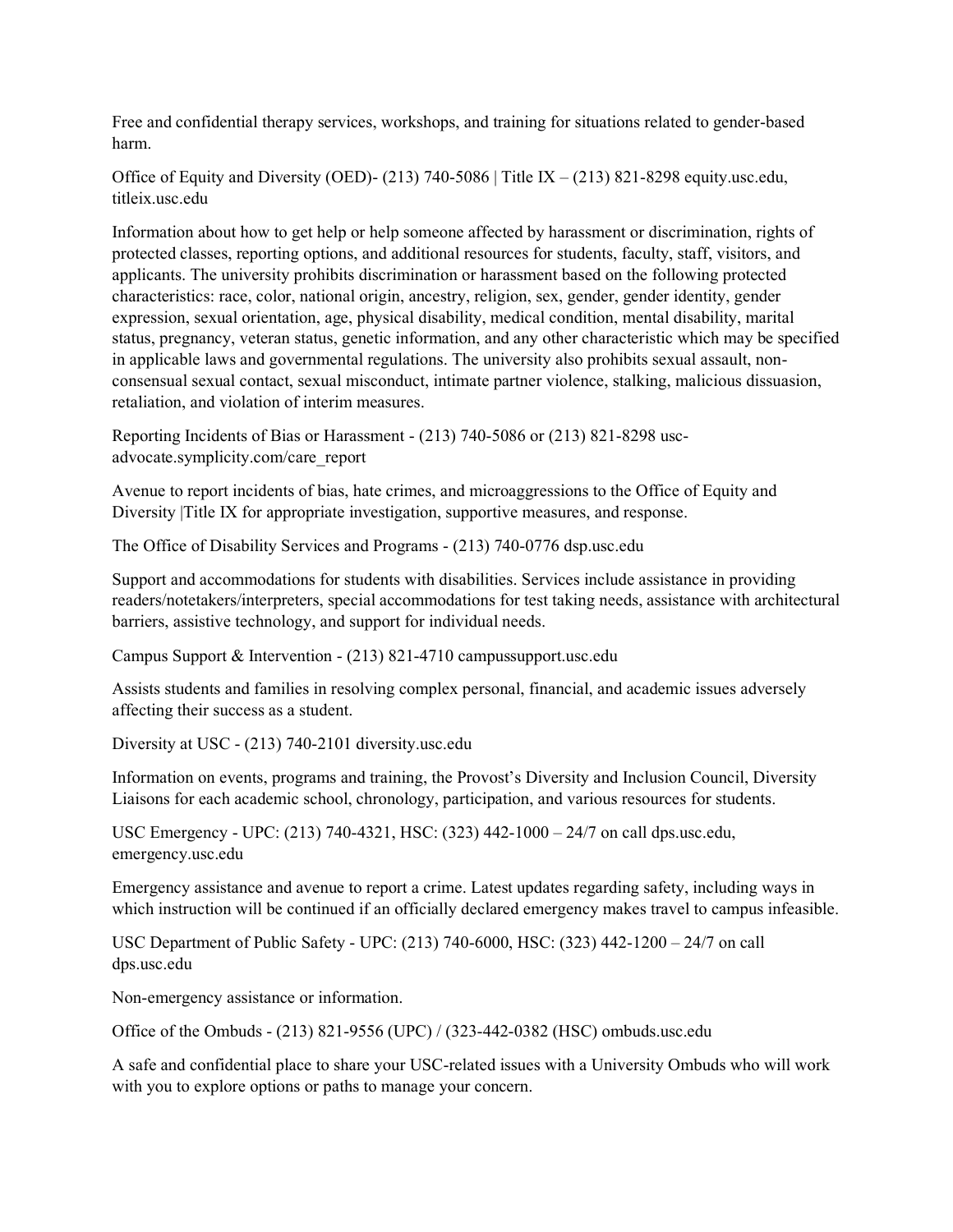Free and confidential therapy services, workshops, and training for situations related to gender-based harm.

Office of Equity and Diversity (OED)- (213) 740-5086 | Title IX – (213) 821-8298 equity.usc.edu, titleix.usc.edu

Information about how to get help or help someone affected by harassment or discrimination, rights of protected classes, reporting options, and additional resources for students, faculty, staff, visitors, and applicants. The university prohibits discrimination or harassment based on the following protected characteristics: race, color, national origin, ancestry, religion, sex, gender, gender identity, gender expression, sexual orientation, age, physical disability, medical condition, mental disability, marital status, pregnancy, veteran status, genetic information, and any other characteristic which may be specified in applicable laws and governmental regulations. The university also prohibits sexual assault, non-consensual sexual contact, sexual misconduct, intimate partner violence, stalking, malicious dissuasion, retaliation, and violation of interim measures.

Reporting Incidents of Bias or Harassment - (213) 740-5086 or (213) 821-8298 usc-advocate.symplicity.com/care_report

Avenue to report incidents of bias, hate crimes, and microaggressions to the Office of Equity and Diversity |Title IX for appropriate investigation, supportive measures, and response.

The Office of Disability Services and Programs - (213) 740-0776 dsp.usc.edu

Support and accommodations for students with disabilities. Services include assistance in providing readers/notetakers/interpreters, special accommodations for test taking needs, assistance with architectural barriers, assistive technology, and support for individual needs.

Campus Support & Intervention - (213) 821-4710 campussupport.usc.edu

Assists students and families in resolving complex personal, financial, and academic issues adversely affecting their success as a student.

Diversity at USC - (213) 740-2101 diversity.usc.edu

Information on events, programs and training, the Provost's Diversity and Inclusion Council, Diversity Liaisons for each academic school, chronology, participation, and various resources for students.

USC Emergency - UPC: (213) 740-4321, HSC: (323) 442-1000 – 24/7 on call dps.usc.edu, emergency.usc.edu

Emergency assistance and avenue to report a crime. Latest updates regarding safety, including ways in which instruction will be continued if an officially declared emergency makes travel to campus infeasible.

USC Department of Public Safety - UPC: (213) 740-6000, HSC: (323) 442-1200 – 24/7 on call dps.usc.edu

Non-emergency assistance or information.

Office of the Ombuds - (213) 821-9556 (UPC) / (323-442-0382 (HSC) ombuds.usc.edu

A safe and confidential place to share your USC-related issues with a University Ombuds who will work with you to explore options or paths to manage your concern.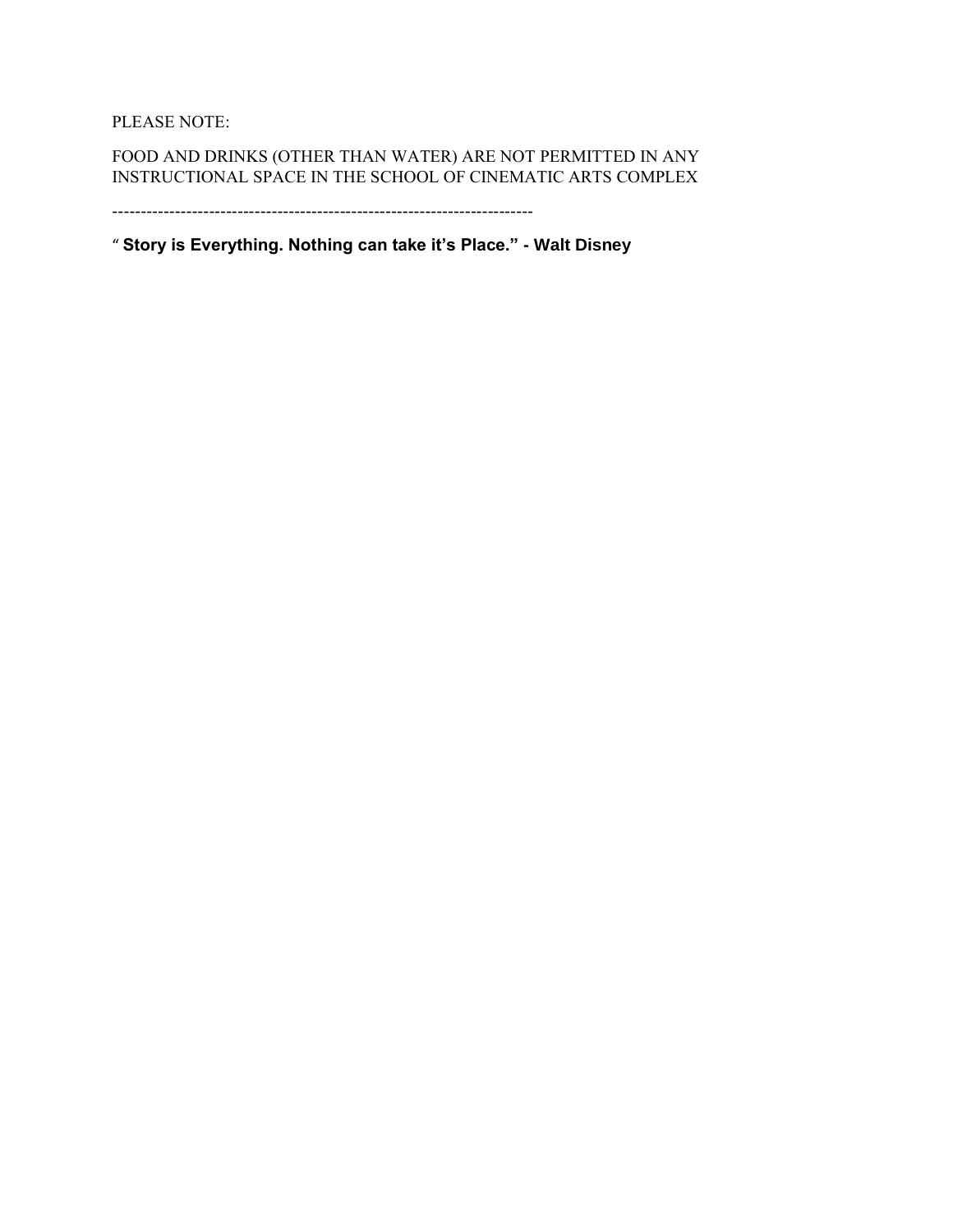PLEASE NOTE:

FOOD AND DRINKS (OTHER THAN WATER) ARE NOT PERMITTED IN ANY INSTRUCTIONAL SPACE IN THE SCHOOL OF CINEMATIC ARTS COMPLEX

---------------------------------------------------------------------------

" **Story is Everything. Nothing can take it's Place." - Walt Disney**